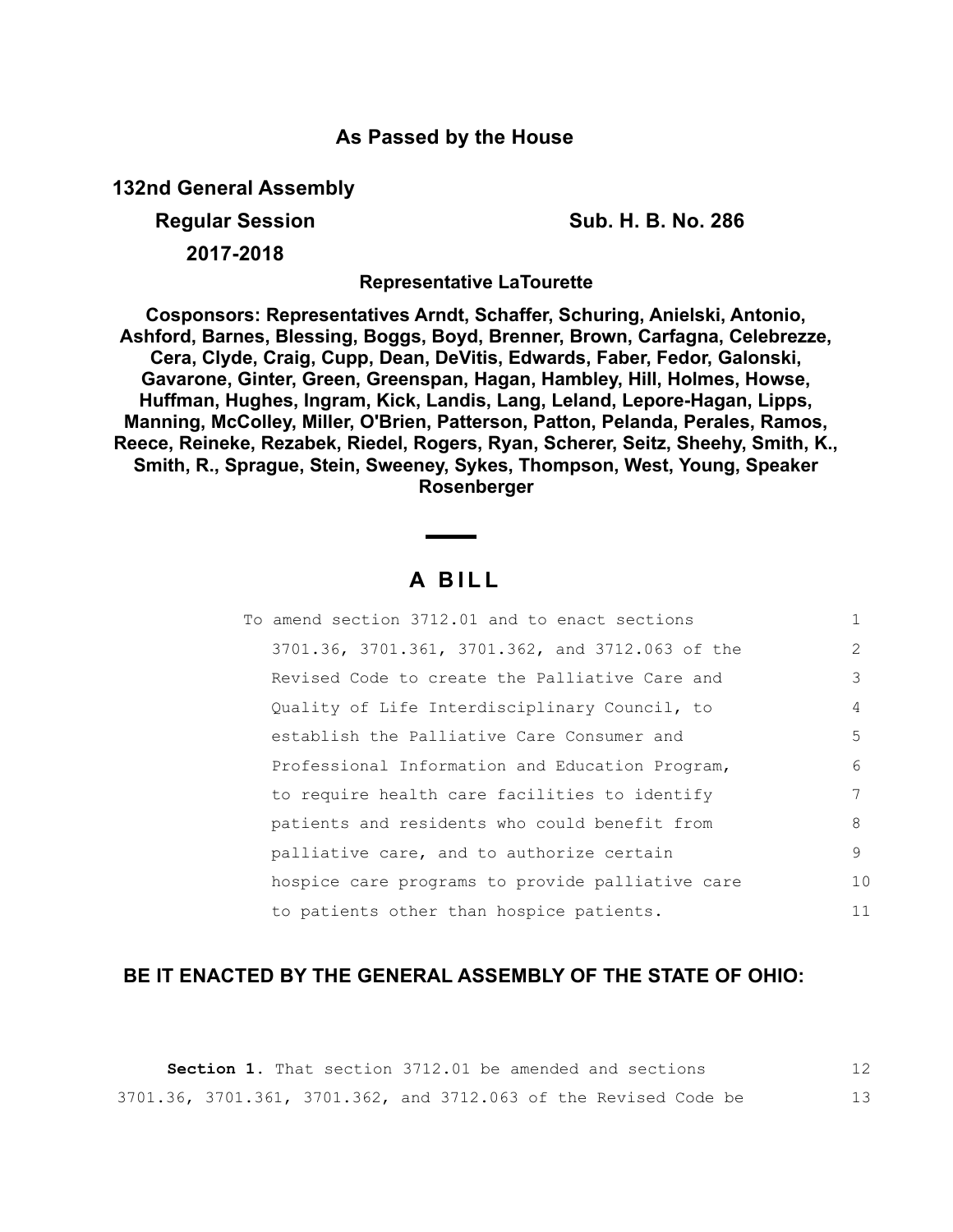**As Passed by the House**

**132nd General Assembly**

**Regular Session** **Sub. H. B. No. 286**

**2017-2018**

**Representative LaTourette**

**Cosponsors: Representatives Arndt, Schaffer, Schuring, Anielski, Antonio, Ashford, Barnes, Blessing, Boggs, Boyd, Brenner, Brown, Carfagna, Celebrezze, Cera, Clyde, Craig, Cupp, Dean, DeVitis, Edwards, Faber, Fedor, Galonski, Gavarone, Ginter, Green, Greenspan, Hagan, Hambley, Hill, Holmes, Howse, Huffman, Hughes, Ingram, Kick, Landis, Lang, Leland, Lepore-Hagan, Lipps, Manning, McColley, Miller, O'Brien, Patterson, Patton, Pelanda, Perales, Ramos, Reece, Reineke, Rezabek, Riedel, Rogers, Ryan, Scherer, Seitz, Sheehy, Smith, K., Smith, R., Sprague, Stein, Sweeney, Sykes, Thompson, West, Young, Speaker Rosenberger**

# A BILL

To amend section 3712.01 and to enact sections 3701.36, 3701.361, 3701.362, and 3712.063 of the Revised Code to create the Palliative Care and Quality of Life Interdisciplinary Council, to establish the Palliative Care Consumer and Professional Information and Education Program, to require health care facilities to identify patients and residents who could benefit from palliative care, and to authorize certain hospice care programs to provide palliative care to patients other than hospice patients.

**BE IT ENACTED BY THE GENERAL ASSEMBLY OF THE STATE OF OHIO:**

**Section 1.** That section 3712.01 be amended and sections 3701.36, 3701.361, 3701.362, and 3712.063 of the Revised Code be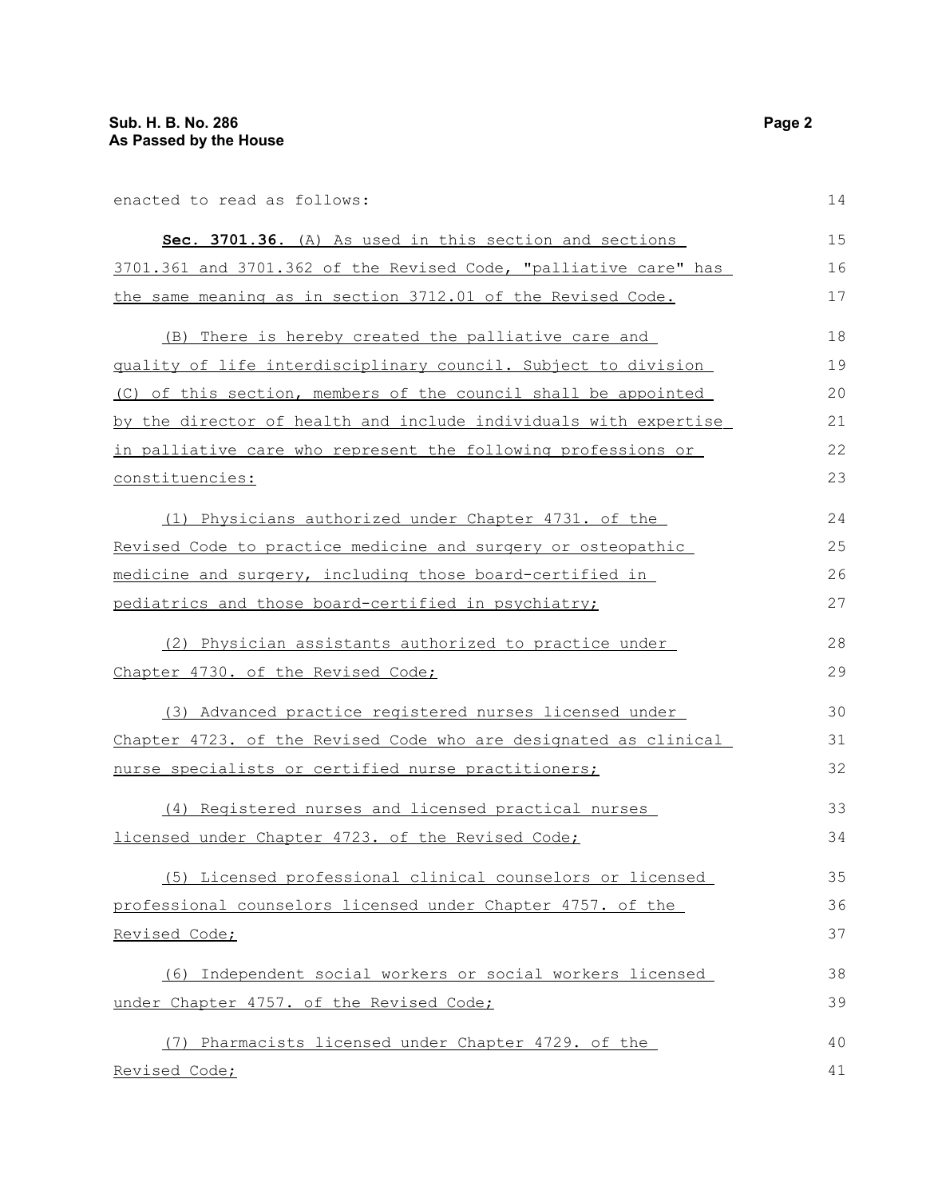enacted to read as follows:

**Sec. 3701.36.** (A) As used in this section and sections 3701.361 and 3701.362 of the Revised Code, "palliative care" has the same meaning as in section 3712.01 of the Revised Code.

(B) There is hereby created the palliative care and quality of life interdisciplinary council. Subject to division (C) of this section, members of the council shall be appointed by the director of health and include individuals with expertise in palliative care who represent the following professions or constituencies:

(1) Physicians authorized under Chapter 4731. of the Revised Code to practice medicine and surgery or osteopathic medicine and surgery, including those board-certified in pediatrics and those board-certified in psychiatry;

(2) Physician assistants authorized to practice under Chapter 4730. of the Revised Code;

(3) Advanced practice registered nurses licensed under Chapter 4723. of the Revised Code who are designated as clinical nurse specialists or certified nurse practitioners;

(4) Registered nurses and licensed practical nurses licensed under Chapter 4723. of the Revised Code;

(5) Licensed professional clinical counselors or licensed professional counselors licensed under Chapter 4757. of the Revised Code;

(6) Independent social workers or social workers licensed under Chapter 4757. of the Revised Code;

(7) Pharmacists licensed under Chapter 4729. of the Revised Code;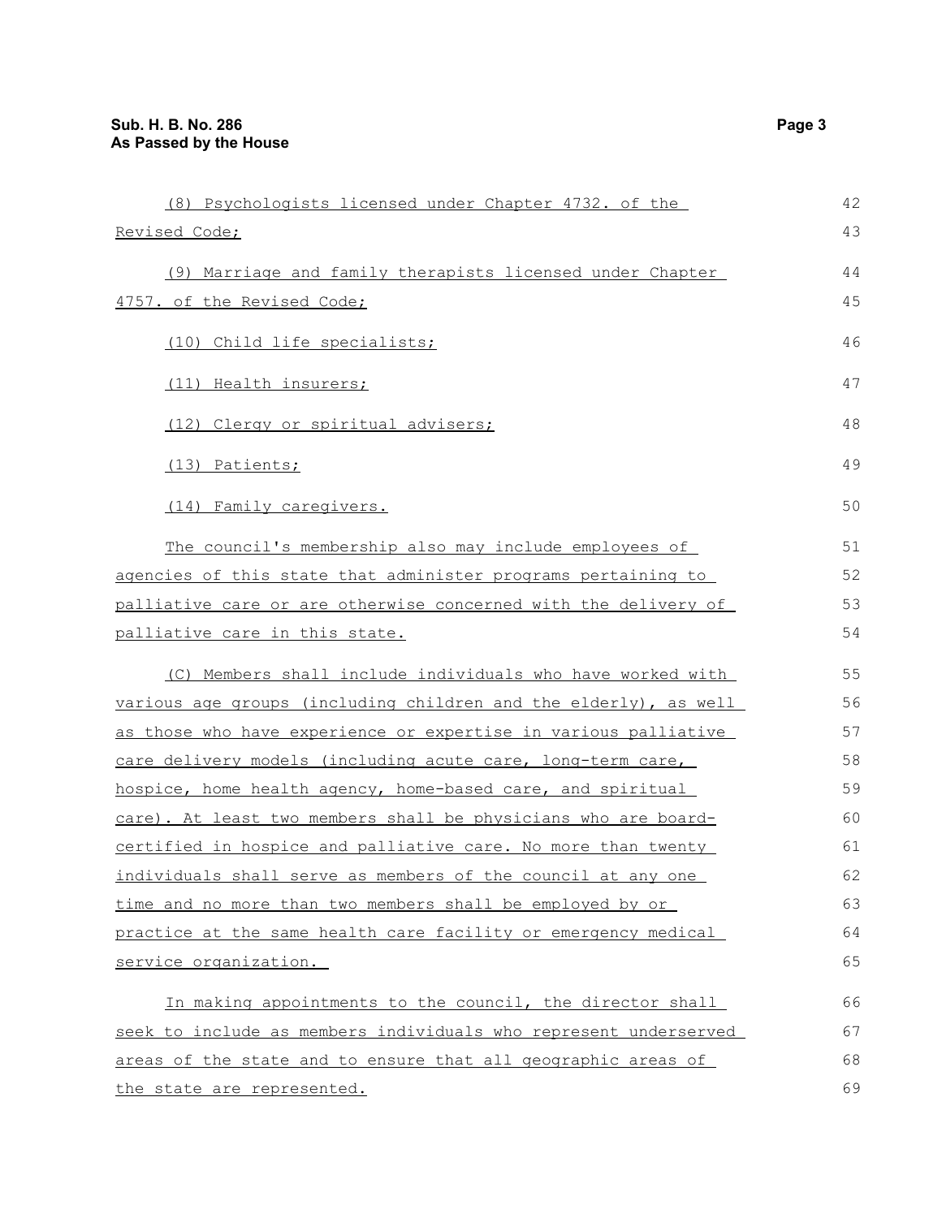(8) Psychologists licensed under Chapter 4732. of the Revised Code;

(9) Marriage and family therapists licensed under Chapter 4757. of the Revised Code;

(10) Child life specialists;

(11) Health insurers;

(12) Clergy or spiritual advisers;

(13) Patients;

(14) Family caregivers.

The council's membership also may include employees of agencies of this state that administer programs pertaining to palliative care or are otherwise concerned with the delivery of palliative care in this state.

(C) Members shall include individuals who have worked with various age groups (including children and the elderly), as well as those who have experience or expertise in various palliative care delivery models (including acute care, long-term care, hospice, home health agency, home-based care, and spiritual care). At least two members shall be physicians who are board-certified in hospice and palliative care. No more than twenty individuals shall serve as members of the council at any one time and no more than two members shall be employed by or practice at the same health care facility or emergency medical service organization.

In making appointments to the council, the director shall seek to include as members individuals who represent underserved areas of the state and to ensure that all geographic areas of the state are represented.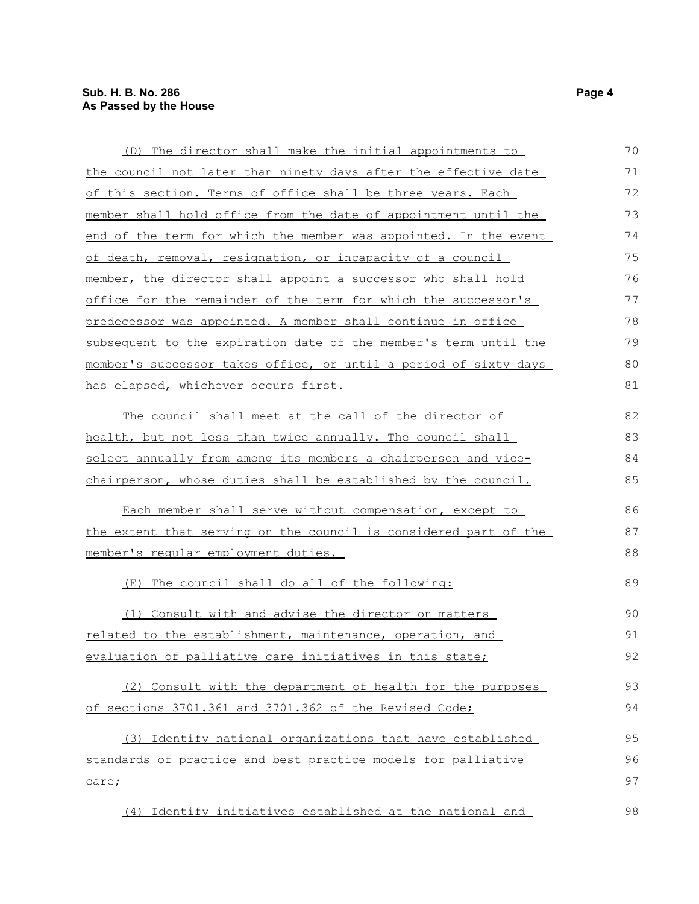(D) The director shall make the initial appointments to the council not later than ninety days after the effective date of this section. Terms of office shall be three years. Each member shall hold office from the date of appointment until the end of the term for which the member was appointed. In the event of death, removal, resignation, or incapacity of a council member, the director shall appoint a successor who shall hold office for the remainder of the term for which the successor's predecessor was appointed. A member shall continue in office subsequent to the expiration date of the member's term until the member's successor takes office, or until a period of sixty days has elapsed, whichever occurs first.

The council shall meet at the call of the director of health, but not less than twice annually. The council shall select annually from among its members a chairperson and vice-chairperson, whose duties shall be established by the council.

Each member shall serve without compensation, except to the extent that serving on the council is considered part of the member's regular employment duties.

(E) The council shall do all of the following:

(1) Consult with and advise the director on matters related to the establishment, maintenance, operation, and evaluation of palliative care initiatives in this state;

(2) Consult with the department of health for the purposes of sections 3701.361 and 3701.362 of the Revised Code;

(3) Identify national organizations that have established standards of practice and best practice models for palliative care;

(4) Identify initiatives established at the national and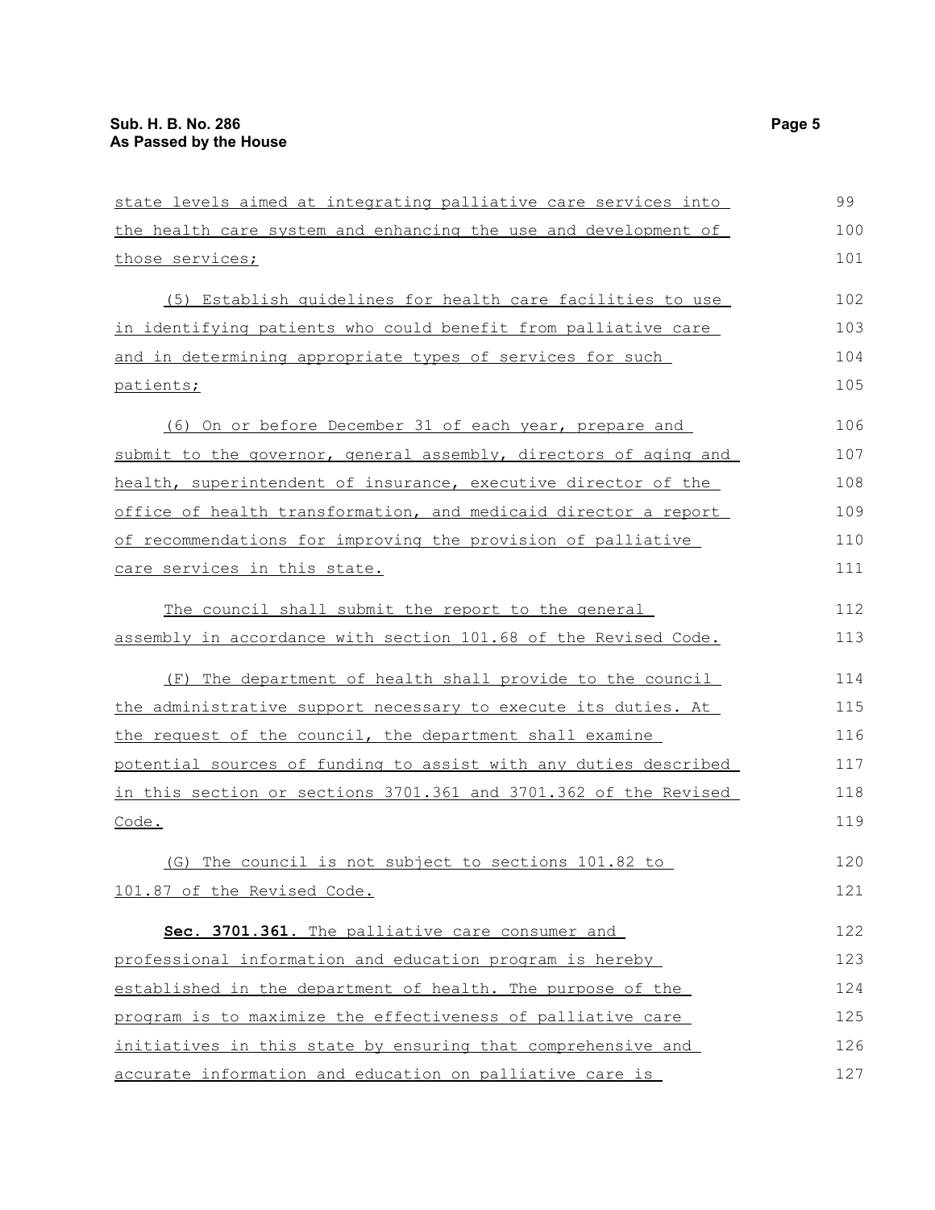state levels aimed at integrating palliative care services into the health care system and enhancing the use and development of those services;

(5) Establish guidelines for health care facilities to use in identifying patients who could benefit from palliative care and in determining appropriate types of services for such patients;

(6) On or before December 31 of each year, prepare and submit to the governor, general assembly, directors of aging and health, superintendent of insurance, executive director of the office of health transformation, and medicaid director a report of recommendations for improving the provision of palliative care services in this state.

The council shall submit the report to the general assembly in accordance with section 101.68 of the Revised Code.

(F) The department of health shall provide to the council the administrative support necessary to execute its duties. At the request of the council, the department shall examine potential sources of funding to assist with any duties described in this section or sections 3701.361 and 3701.362 of the Revised Code.

(G) The council is not subject to sections 101.82 to 101.87 of the Revised Code.

**Sec. 3701.361.** The palliative care consumer and professional information and education program is hereby established in the department of health. The purpose of the program is to maximize the effectiveness of palliative care initiatives in this state by ensuring that comprehensive and accurate information and education on palliative care is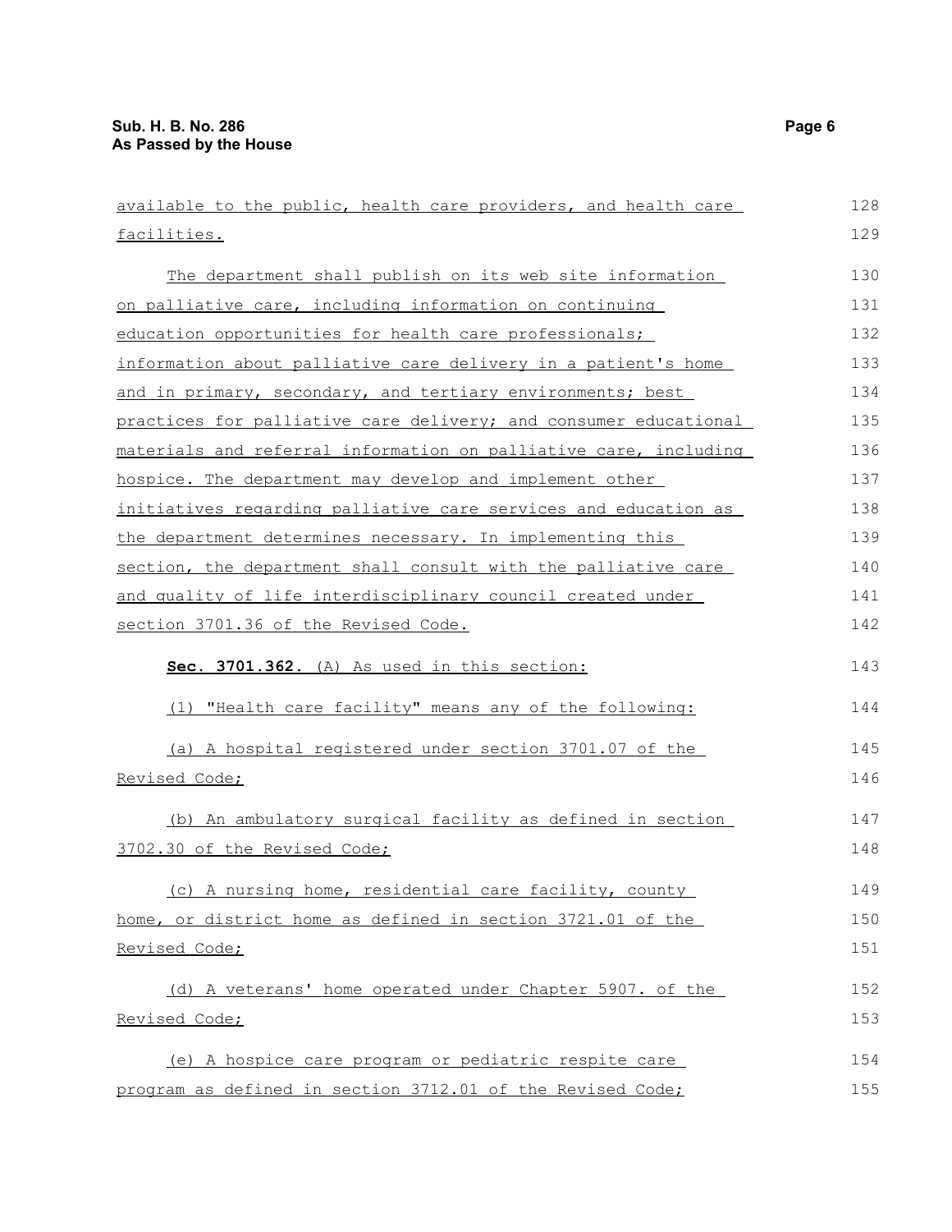available to the public, health care providers, and health care facilities.

The department shall publish on its web site information on palliative care, including information on continuing education opportunities for health care professionals; information about palliative care delivery in a patient's home and in primary, secondary, and tertiary environments; best practices for palliative care delivery; and consumer educational materials and referral information on palliative care, including hospice. The department may develop and implement other initiatives regarding palliative care services and education as the department determines necessary. In implementing this section, the department shall consult with the palliative care and quality of life interdisciplinary council created under section 3701.36 of the Revised Code.

**Sec. 3701.362.** (A) As used in this section:

(1) "Health care facility" means any of the following:

(a) A hospital registered under section 3701.07 of the Revised Code;

(b) An ambulatory surgical facility as defined in section 3702.30 of the Revised Code;

(c) A nursing home, residential care facility, county home, or district home as defined in section 3721.01 of the Revised Code;

(d) A veterans' home operated under Chapter 5907. of the Revised Code;

(e) A hospice care program or pediatric respite care program as defined in section 3712.01 of the Revised Code;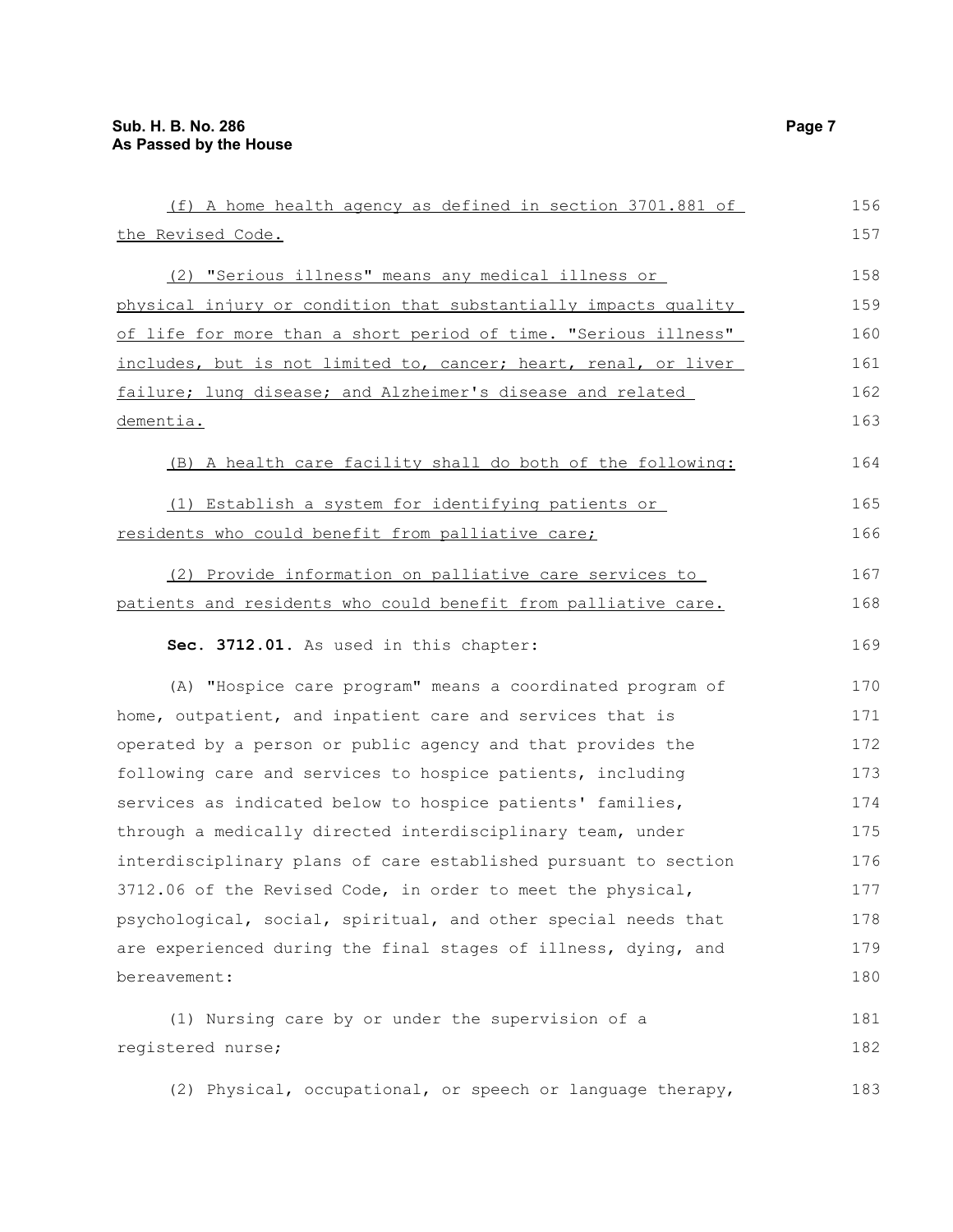(f) A home health agency as defined in section 3701.881 of the Revised Code.

(2) "Serious illness" means any medical illness or physical injury or condition that substantially impacts quality of life for more than a short period of time. "Serious illness" includes, but is not limited to, cancer; heart, renal, or liver failure; lung disease; and Alzheimer's disease and related dementia.

(B) A health care facility shall do both of the following:

(1) Establish a system for identifying patients or residents who could benefit from palliative care;

(2) Provide information on palliative care services to patients and residents who could benefit from palliative care.

**Sec. 3712.01.** As used in this chapter:

(A) "Hospice care program" means a coordinated program of home, outpatient, and inpatient care and services that is operated by a person or public agency and that provides the following care and services to hospice patients, including services as indicated below to hospice patients' families, through a medically directed interdisciplinary team, under interdisciplinary plans of care established pursuant to section 3712.06 of the Revised Code, in order to meet the physical, psychological, social, spiritual, and other special needs that are experienced during the final stages of illness, dying, and bereavement:

(1) Nursing care by or under the supervision of a registered nurse;

(2) Physical, occupational, or speech or language therapy,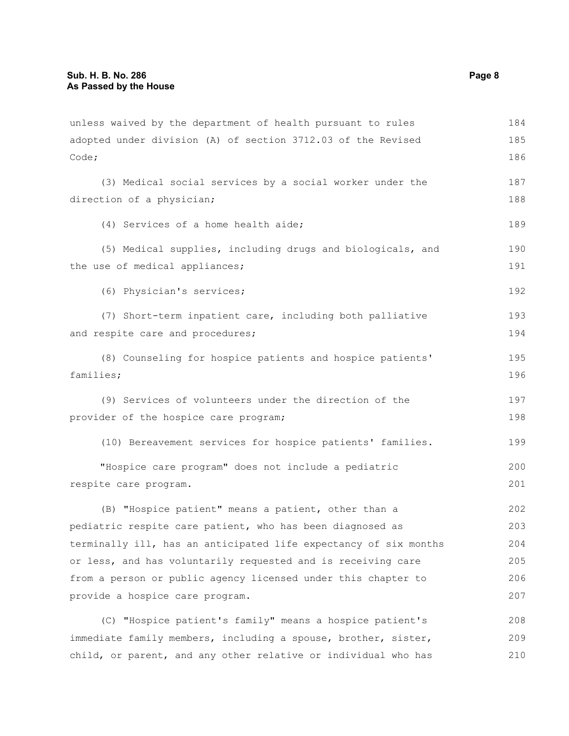unless waived by the department of health pursuant to rules adopted under division (A) of section 3712.03 of the Revised Code;

(3) Medical social services by a social worker under the direction of a physician;

(4) Services of a home health aide;

(5) Medical supplies, including drugs and biologicals, and the use of medical appliances;

(6) Physician's services;

(7) Short-term inpatient care, including both palliative and respite care and procedures;

(8) Counseling for hospice patients and hospice patients' families;

(9) Services of volunteers under the direction of the provider of the hospice care program;

(10) Bereavement services for hospice patients' families.

"Hospice care program" does not include a pediatric respite care program.

(B) "Hospice patient" means a patient, other than a pediatric respite care patient, who has been diagnosed as terminally ill, has an anticipated life expectancy of six months or less, and has voluntarily requested and is receiving care from a person or public agency licensed under this chapter to provide a hospice care program.

(C) "Hospice patient's family" means a hospice patient's immediate family members, including a spouse, brother, sister, child, or parent, and any other relative or individual who has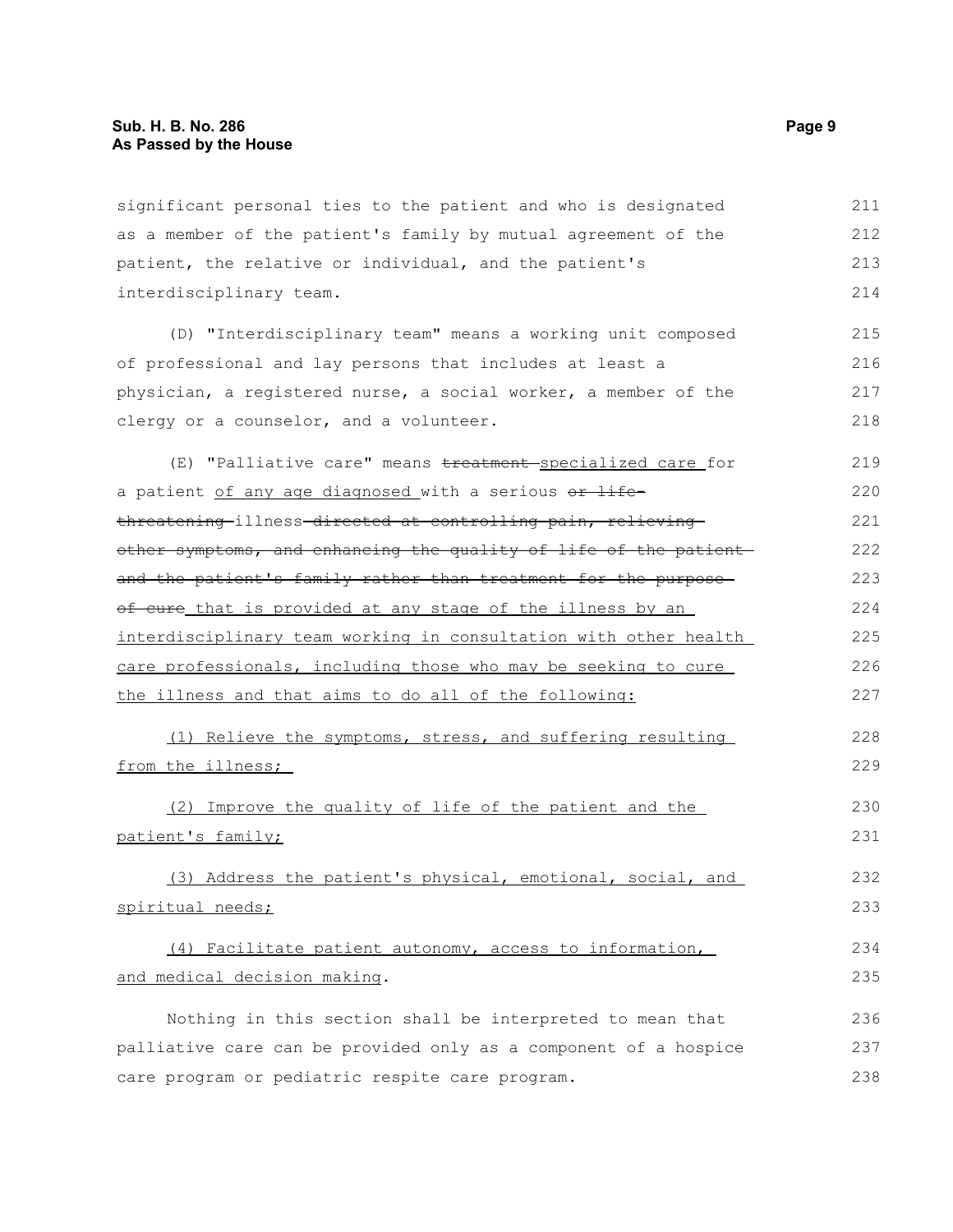significant personal ties to the patient and who is designated as a member of the patient's family by mutual agreement of the patient, the relative or individual, and the patient's interdisciplinary team.

(D) "Interdisciplinary team" means a working unit composed of professional and lay persons that includes at least a physician, a registered nurse, a social worker, a member of the clergy or a counselor, and a volunteer.

(E) "Palliative care" means ~~treatment~~ <u>specialized care</u> for a patient <u>of any age diagnosed</u> with a serious ~~or life-threatening~~ illness ~~directed at controlling pain, relieving other symptoms, and enhancing the quality of life of the patient and the patient's family rather than treatment for the purpose of cure~~ <u>that is provided at any stage of the illness by an interdisciplinary team working in consultation with other health care professionals, including those who may be seeking to cure the illness and that aims to do all of the following:</u>

<u>(1) Relieve the symptoms, stress, and suffering resulting from the illness;</u>

<u>(2) Improve the quality of life of the patient and the patient's family;</u>

<u>(3) Address the patient's physical, emotional, social, and spiritual needs;</u>

<u>(4) Facilitate patient autonomy, access to information, and medical decision making</u>.

Nothing in this section shall be interpreted to mean that palliative care can be provided only as a component of a hospice care program or pediatric respite care program.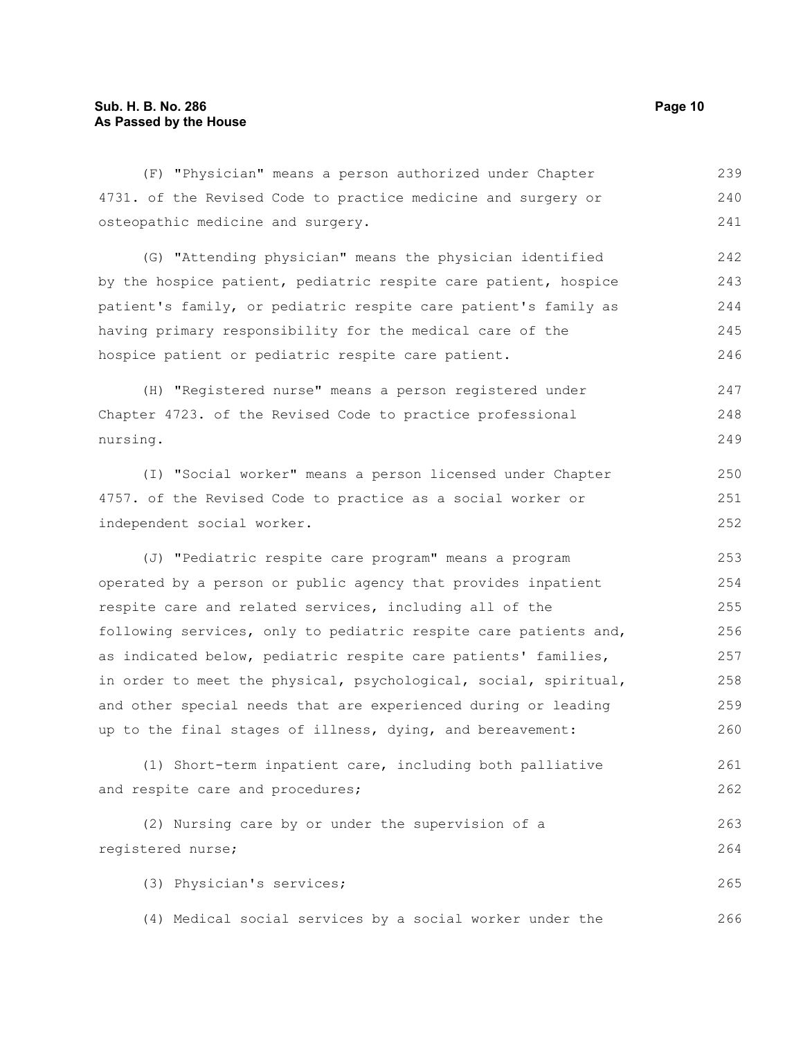(F) "Physician" means a person authorized under Chapter 4731. of the Revised Code to practice medicine and surgery or osteopathic medicine and surgery.

(G) "Attending physician" means the physician identified by the hospice patient, pediatric respite care patient, hospice patient's family, or pediatric respite care patient's family as having primary responsibility for the medical care of the hospice patient or pediatric respite care patient.

(H) "Registered nurse" means a person registered under Chapter 4723. of the Revised Code to practice professional nursing.

(I) "Social worker" means a person licensed under Chapter 4757. of the Revised Code to practice as a social worker or independent social worker.

(J) "Pediatric respite care program" means a program operated by a person or public agency that provides inpatient respite care and related services, including all of the following services, only to pediatric respite care patients and, as indicated below, pediatric respite care patients' families, in order to meet the physical, psychological, social, spiritual, and other special needs that are experienced during or leading up to the final stages of illness, dying, and bereavement:

(1) Short-term inpatient care, including both palliative and respite care and procedures;

(2) Nursing care by or under the supervision of a registered nurse;

(3) Physician's services;

(4) Medical social services by a social worker under the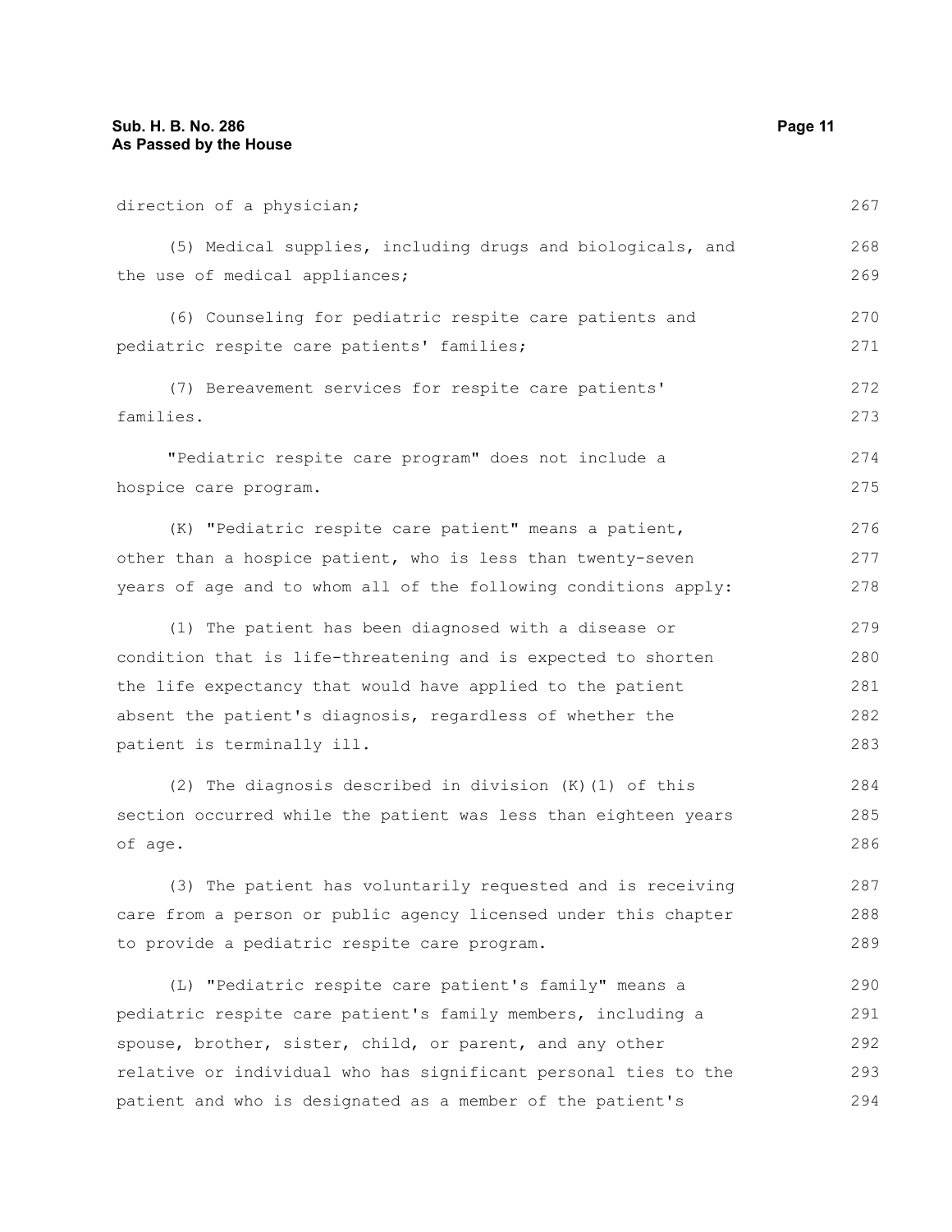direction of a physician;

(5) Medical supplies, including drugs and biologicals, and the use of medical appliances;

(6) Counseling for pediatric respite care patients and pediatric respite care patients' families;

(7) Bereavement services for respite care patients' families.

"Pediatric respite care program" does not include a hospice care program.

(K) "Pediatric respite care patient" means a patient, other than a hospice patient, who is less than twenty-seven years of age and to whom all of the following conditions apply:

(1) The patient has been diagnosed with a disease or condition that is life-threatening and is expected to shorten the life expectancy that would have applied to the patient absent the patient's diagnosis, regardless of whether the patient is terminally ill.

(2) The diagnosis described in division (K)(1) of this section occurred while the patient was less than eighteen years of age.

(3) The patient has voluntarily requested and is receiving care from a person or public agency licensed under this chapter to provide a pediatric respite care program.

(L) "Pediatric respite care patient's family" means a pediatric respite care patient's family members, including a spouse, brother, sister, child, or parent, and any other relative or individual who has significant personal ties to the patient and who is designated as a member of the patient's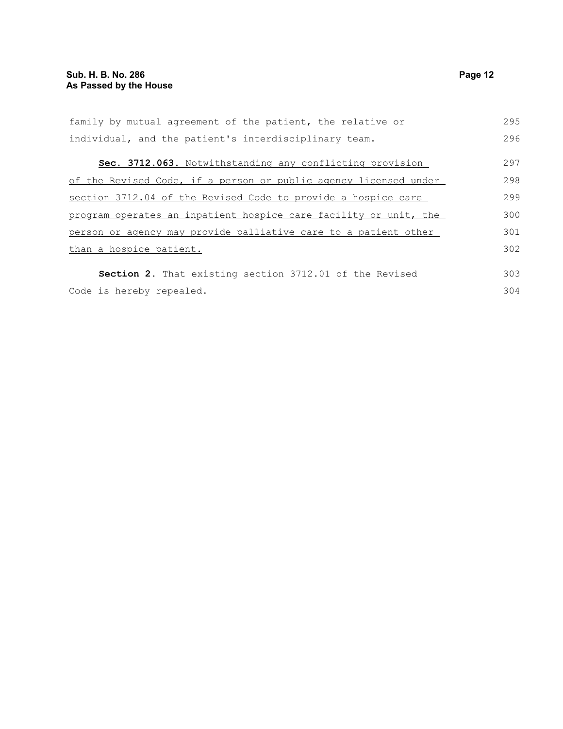family by mutual agreement of the patient, the relative or individual, and the patient's interdisciplinary team.

**Sec. 3712.063.** Notwithstanding any conflicting provision of the Revised Code, if a person or public agency licensed under section 3712.04 of the Revised Code to provide a hospice care program operates an inpatient hospice care facility or unit, the person or agency may provide palliative care to a patient other than a hospice patient.

**Section 2.** That existing section 3712.01 of the Revised Code is hereby repealed.